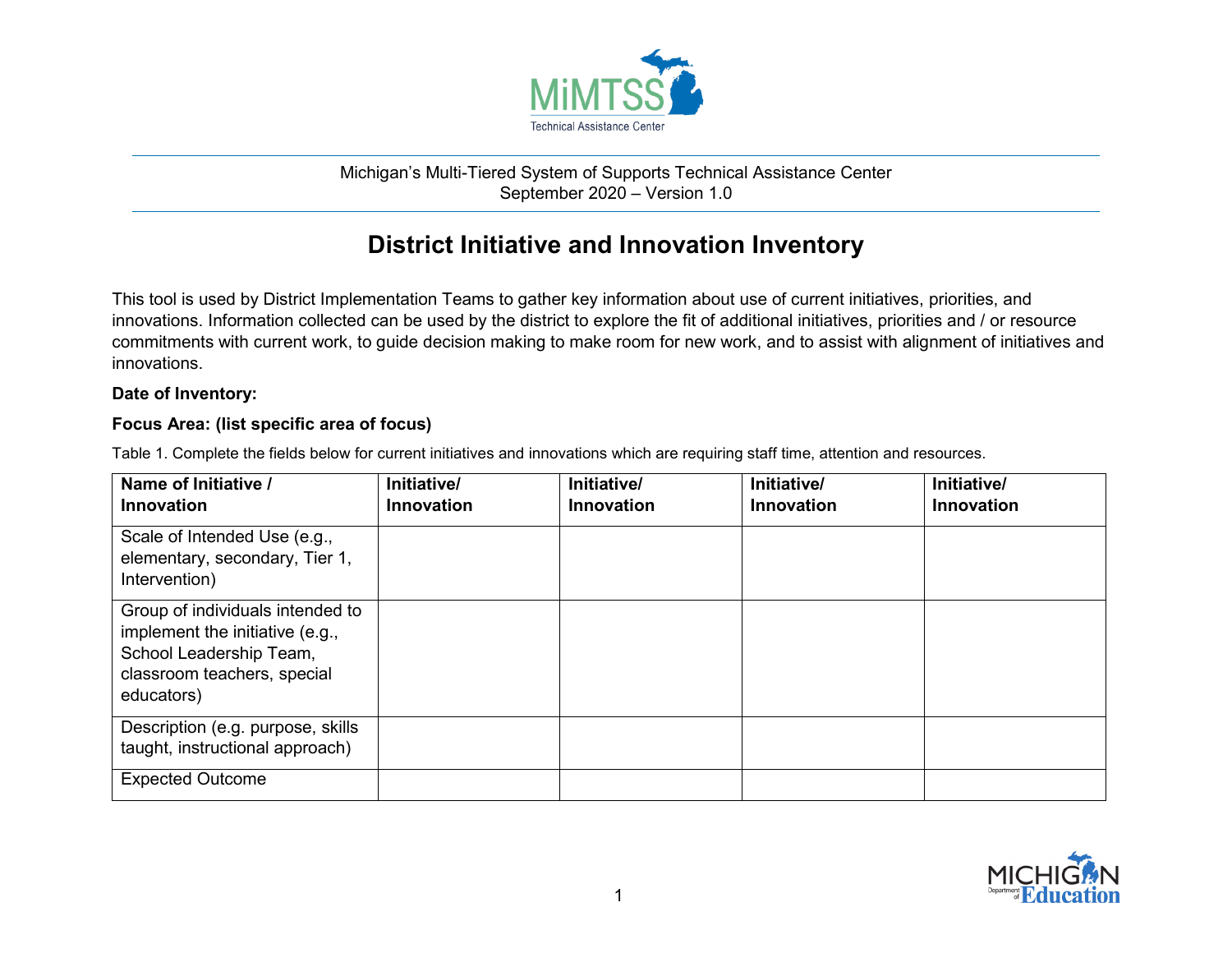Michigan's Multi-Tiered System of Supports Technical Assistance Center
September 2020 – Version 1.0

# District Initiative and Innovation Inventory

This tool is used by District Implementation Teams to gather key information about use of current initiatives, priorities, and innovations. Information collected can be used by the district to explore the fit of additional initiatives, priorities and / or resource commitments with current work, to guide decision making to make room for new work, and to assist with alignment of initiatives and innovations.

**Date of Inventory:**

**Focus Area: (list specific area of focus)**

Table 1. Complete the fields below for current initiatives and innovations which are requiring staff time, attention and resources.

| **Name of Initiative / Innovation** | **Initiative/ Innovation** | **Initiative/ Innovation** | **Initiative/ Innovation** | **Initiative/ Innovation** |
|---|---|---|---|---|
| Scale of Intended Use (e.g., elementary, secondary, Tier 1, Intervention) | | | | |
| Group of individuals intended to implement the initiative (e.g., School Leadership Team, classroom teachers, special educators) | | | | |
| Description (e.g. purpose, skills taught, instructional approach) | | | | |
| Expected Outcome | | | | |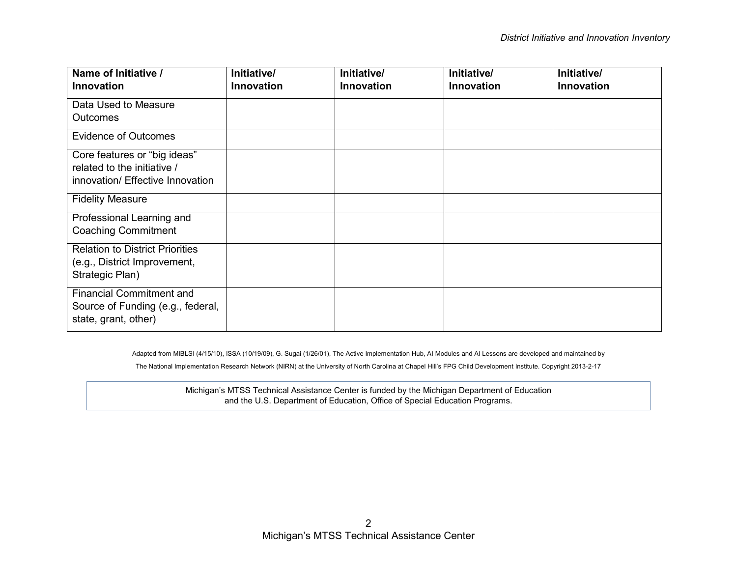| Name of Initiative / Innovation | Initiative/ Innovation | Initiative/ Innovation | Initiative/ Innovation | Initiative/ Innovation |
|---|---|---|---|---|
| Data Used to Measure Outcomes | | | | |
| Evidence of Outcomes | | | | |
| Core features or "big ideas" related to the initiative / innovation/ Effective Innovation | | | | |
| Fidelity Measure | | | | |
| Professional Learning and Coaching Commitment | | | | |
| Relation to District Priorities (e.g., District Improvement, Strategic Plan) | | | | |
| Financial Commitment and Source of Funding (e.g., federal, state, grant, other) | | | | |

Adapted from MIBLSI (4/15/10), ISSA (10/19/09), G. Sugai (1/26/01), The Active Implementation Hub, AI Modules and AI Lessons are developed and maintained by The National Implementation Research Network (NIRN) at the University of North Carolina at Chapel Hill's FPG Child Development Institute. Copyright 2013-2-17

Michigan's MTSS Technical Assistance Center is funded by the Michigan Department of Education and the U.S. Department of Education, Office of Special Education Programs.